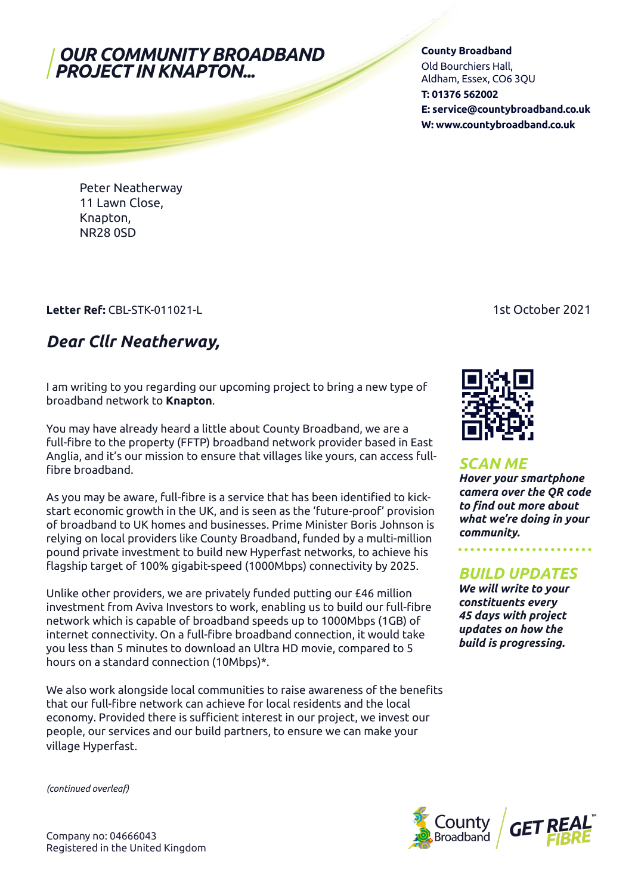# OUR COMMUNITY BROADBAND PROJECT IN KNAPTON...

**County Broadband**
Old Bourchiers Hall,
Aldham, Essex, CO6 3QU
**T: 01376 562002**
**E: service@countybroadband.co.uk**
**W: www.countybroadband.co.uk**

Peter Neatherway
11 Lawn Close,
Knapton,
NR28 0SD

**Letter Ref:** CBL-STK-011021-L

1st October 2021

## *Dear Cllr Neatherway,*

I am writing to you regarding our upcoming project to bring a new type of broadband network to **Knapton**.

You may have already heard a little about County Broadband, we are a full-fibre to the property (FFTP) broadband network provider based in East Anglia, and it's our mission to ensure that villages like yours, can access full-fibre broadband.

As you may be aware, full-fibre is a service that has been identified to kick-start economic growth in the UK, and is seen as the 'future-proof' provision of broadband to UK homes and businesses. Prime Minister Boris Johnson is relying on local providers like County Broadband, funded by a multi-million pound private investment to build new Hyperfast networks, to achieve his flagship target of 100% gigabit-speed (1000Mbps) connectivity by 2025.

Unlike other providers, we are privately funded putting our £46 million investment from Aviva Investors to work, enabling us to build our full-fibre network which is capable of broadband speeds up to 1000Mbps (1GB) of internet connectivity. On a full-fibre broadband connection, it would take you less than 5 minutes to download an Ultra HD movie, compared to 5 hours on a standard connection (10Mbps)*.

We also work alongside local communities to raise awareness of the benefits that our full-fibre network can achieve for local residents and the local economy. Provided there is sufficient interest in our project, we invest our people, our services and our build partners, to ensure we can make your village Hyperfast.

### SCAN ME

***Hover your smartphone camera over the QR code to find out more about what we're doing in your community.***

### BUILD UPDATES

***We will write to your constituents every 45 days with project updates on how the build is progressing.***

*(continued overleaf)*

Company no: 04666043
Registered in the United Kingdom

County Broadband | GET REAL FIBRE™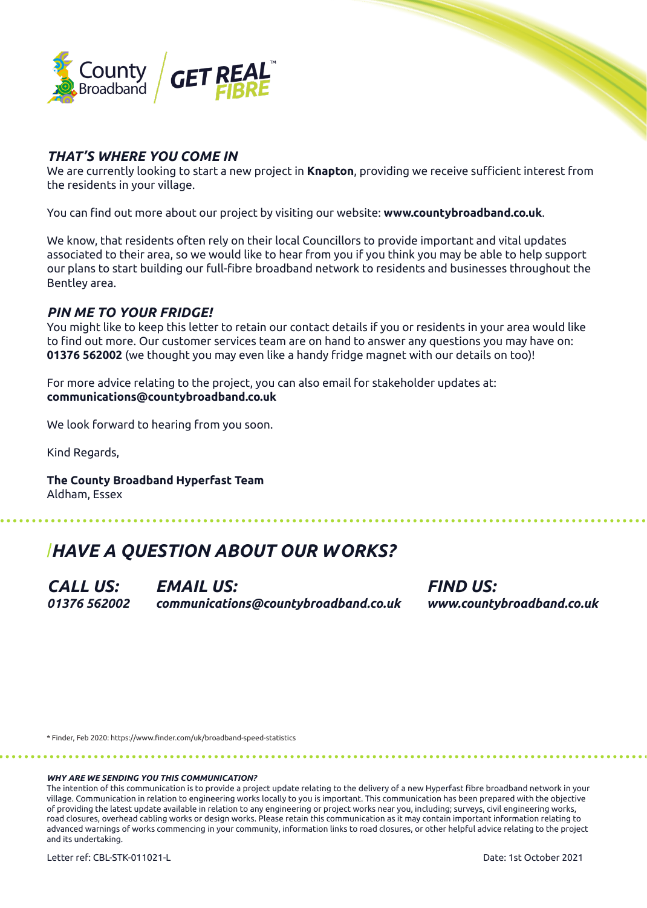### *THAT'S WHERE YOU COME IN*

We are currently looking to start a new project in **Knapton**, providing we receive sufficient interest from the residents in your village.

You can find out more about our project by visiting our website: **www.countybroadband.co.uk**.

We know, that residents often rely on their local Councillors to provide important and vital updates associated to their area, so we would like to hear from you if you think you may be able to help support our plans to start building our full-fibre broadband network to residents and businesses throughout the Bentley area.

### *PIN ME TO YOUR FRIDGE!*

You might like to keep this letter to retain our contact details if you or residents in your area would like to find out more. Our customer services team are on hand to answer any questions you may have on: **01376 562002** (we thought you may even like a handy fridge magnet with our details on too)!

For more advice relating to the project, you can also email for stakeholder updates at: **communications@countybroadband.co.uk**

We look forward to hearing from you soon.

Kind Regards,

**The County Broadband Hyperfast Team**
Aldham, Essex

## */HAVE A QUESTION ABOUT OUR WORKS?*

***CALL US:***
***01376 562002***

***EMAIL US:***
***communications@countybroadband.co.uk***

***FIND US:***
***www.countybroadband.co.uk***

\* Finder, Feb 2020: https://www.finder.com/uk/broadband-speed-statistics

***WHY ARE WE SENDING YOU THIS COMMUNICATION?***

The intention of this communication is to provide a project update relating to the delivery of a new Hyperfast fibre broadband network in your village. Communication in relation to engineering works locally to you is important. This communication has been prepared with the objective of providing the latest update available in relation to any engineering or project works near you, including; surveys, civil engineering works, road closures, overhead cabling works or design works. Please retain this communication as it may contain important information relating to advanced warnings of works commencing in your community, information links to road closures, or other helpful advice relating to the project and its undertaking.

Letter ref: CBL-STK-011021-L

Date: 1st October 2021